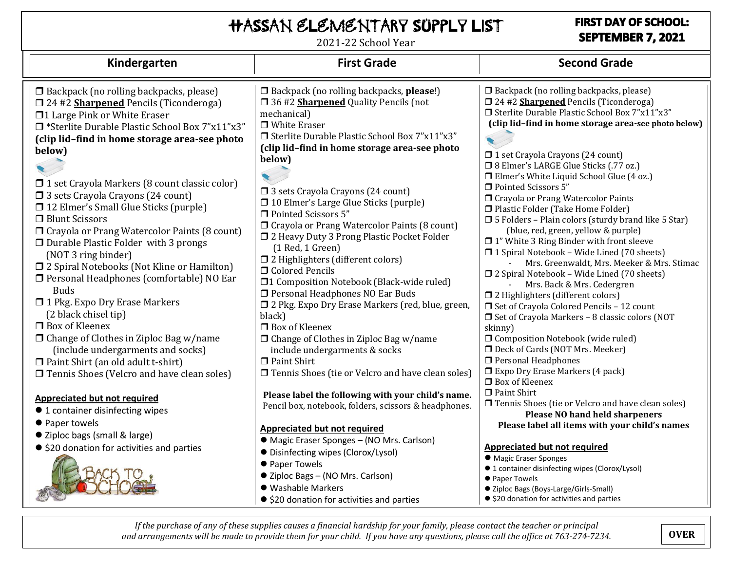# HASSAN ELEMENTARY SUPPLY LIST

2021-22 School Year

**FIRST DAY OF SCHOOL: SEPTEMBER 7, 2021**

## Kindergarten

- ❒ Backpack (no rolling backpacks, please)
- ❒ 24 #2 **Sharpened** Pencils (Ticonderoga)
- ❒ 1 Large Pink or White Eraser
- ❒ *Sterlite Durable Plastic School Box 7"x11"x3" **(clip lid–find in home storage area-see photo below)**
- ❒ 1 set Crayola Markers (8 count classic color)
- ❒ 3 sets Crayola Crayons (24 count)
- ❒ 12 Elmer's Small Glue Sticks (purple)
- ❒ Blunt Scissors
- ❒ Crayola or Prang Watercolor Paints (8 count)
- ❒ Durable Plastic Folder with 3 prongs (NOT 3 ring binder)
- ❒ 2 Spiral Notebooks (Not Kline or Hamilton)
- ❒ Personal Headphones (comfortable) NO Ear Buds
- ❒ 1 Pkg. Expo Dry Erase Markers (2 black chisel tip)
- ❒ Box of Kleenex
- ❒ Change of Clothes in Ziploc Bag w/name (include undergarments and socks)
- ❒ Paint Shirt (an old adult t-shirt)
- ❒ Tennis Shoes (Velcro and have clean soles)

**Appreciated but not required**

- 1 container disinfecting wipes
- Paper towels
- Ziploc bags (small & large)
- $20 donation for activities and parties

## First Grade

- ❒ Backpack (no rolling backpacks, **please**!)
- ❒ 36 #2 **Sharpened** Quality Pencils (not mechanical)
- ❒ White Eraser
- ❒ Sterlite Durable Plastic School Box 7"x11"x3" **(clip lid–find in home storage area-see photo below)**
- ❒ 3 sets Crayola Crayons (24 count)
- ❒ 10 Elmer's Large Glue Sticks (purple)
- ❒ Pointed Scissors 5"
- ❒ Crayola or Prang Watercolor Paints (8 count)
- ❒ 2 Heavy Duty 3 Prong Plastic Pocket Folder (1 Red, 1 Green)
- ❒ 2 Highlighters (different colors)
- ❒ Colored Pencils
- ❒ 1 Composition Notebook (Black-wide ruled)
- ❒ Personal Headphones NO Ear Buds
- ❒ 2 Pkg. Expo Dry Erase Markers (red, blue, green, black)
- ❒ Box of Kleenex
- ❒ Change of Clothes in Ziploc Bag w/name include undergarments & socks
- ❒ Paint Shirt
- ❒ Tennis Shoes (tie or Velcro and have clean soles)

**Please label the following with your child's name.** Pencil box, notebook, folders, scissors & headphones.

**Appreciated but not required**

- Magic Eraser Sponges – (NO Mrs. Carlson)
- Disinfecting wipes (Clorox/Lysol)
- Paper Towels
- Ziploc Bags – (NO Mrs. Carlson)
- Washable Markers
- $20 donation for activities and parties

## Second Grade

- ❒ Backpack (no rolling backpacks, please)
- ❒ 24 #2 **Sharpened** Pencils (Ticonderoga)
- ❒ Sterlite Durable Plastic School Box 7"x11"x3" **(clip lid–find in home storage area-see photo below)**
- ❒ 1 set Crayola Crayons (24 count)
- ❒ 8 Elmer's LARGE Glue Sticks (.77 oz.)
- ❒ Elmer's White Liquid School Glue (4 oz.)
- ❒ Pointed Scissors 5"
- ❒ Crayola or Prang Watercolor Paints
- ❒ Plastic Folder (Take Home Folder)
- ❒ 5 Folders – Plain colors (sturdy brand like 5 Star) (blue, red, green, yellow & purple)
- ❒ 1" White 3 Ring Binder with front sleeve
- ❒ 1 Spiral Notebook – Wide Lined (70 sheets)
  - Mrs. Greenwaldt, Mrs. Meeker & Mrs. Stimac
- ❒ 2 Spiral Notebook – Wide Lined (70 sheets)
  - Mrs. Back & Mrs. Cedergren
- ❒ 2 Highlighters (different colors)
- ❒ Set of Crayola Colored Pencils – 12 count
- ❒ Set of Crayola Markers – 8 classic colors (NOT skinny)
- ❒ Composition Notebook (wide ruled)
- ❒ Deck of Cards (NOT Mrs. Meeker)
- ❒ Personal Headphones
- ❒ Expo Dry Erase Markers (4 pack)
- ❒ Box of Kleenex
- ❒ Paint Shirt
- ❒ Tennis Shoes (tie or Velcro and have clean soles)

**Please NO hand held sharpeners**

**Please label all items with your child's names**

**Appreciated but not required**

- Magic Eraser Sponges
- 1 container disinfecting wipes (Clorox/Lysol)
- Paper Towels
- Ziploc Bags (Boys-Large/Girls-Small)
- $20 donation for activities and parties

*If the purchase of any of these supplies causes a financial hardship for your family, please contact the teacher or principal and arrangements will be made to provide them for your child. If you have any questions, please call the office at 763-274-7234.*

**OVER**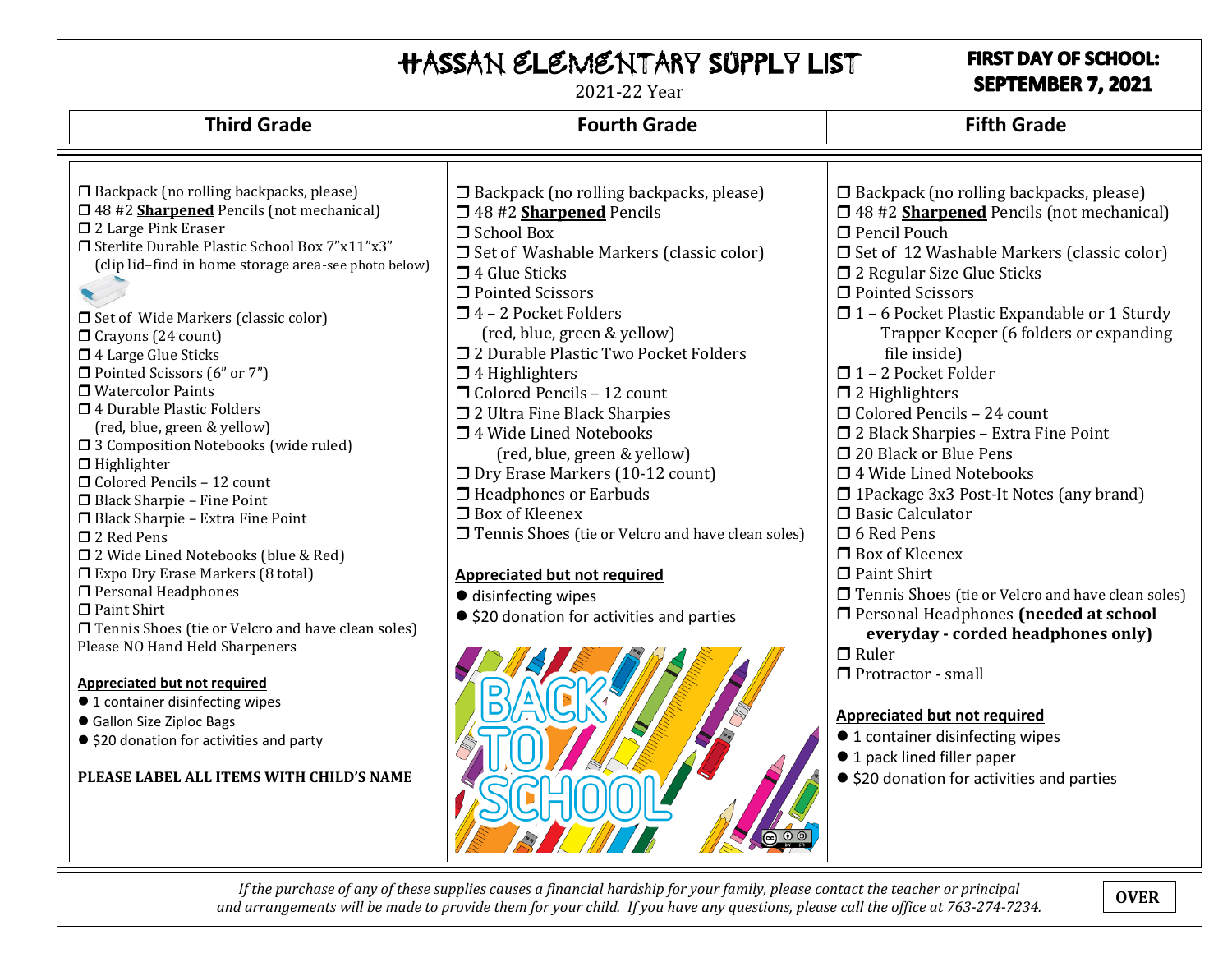# HASSAN ELEMENTARY SUPPLY LIST

2021-22 Year

**FIRST DAY OF SCHOOL: SEPTEMBER 7, 2021**

## Third Grade

- ❒ Backpack (no rolling backpacks, please)
- ❒ 48 #2 **Sharpened** Pencils (not mechanical)
- ❒ 2 Large Pink Eraser
- ❒ Sterlite Durable Plastic School Box 7"x11"x3" (clip lid–find in home storage area-see photo below)
- ❒ Set of Wide Markers (classic color)
- ❒ Crayons (24 count)
- ❒ 4 Large Glue Sticks
- ❒ Pointed Scissors (6" or 7")
- ❒ Watercolor Paints
- ❒ 4 Durable Plastic Folders (red, blue, green & yellow)
- ❒ 3 Composition Notebooks (wide ruled)
- ❒ Highlighter
- ❒ Colored Pencils – 12 count
- ❒ Black Sharpie – Fine Point
- ❒ Black Sharpie – Extra Fine Point
- ❒ 2 Red Pens
- ❒ 2 Wide Lined Notebooks (blue & Red)
- ❒ Expo Dry Erase Markers (8 total)
- ❒ Personal Headphones
- ❒ Paint Shirt
- ❒ Tennis Shoes (tie or Velcro and have clean soles)

Please NO Hand Held Sharpeners

**Appreciated but not required**

- 1 container disinfecting wipes
- Gallon Size Ziploc Bags
- $20 donation for activities and party

**PLEASE LABEL ALL ITEMS WITH CHILD'S NAME**

## Fourth Grade

- ❒ Backpack (no rolling backpacks, please)
- ❒ 48 #2 **Sharpened** Pencils
- ❒ School Box
- ❒ Set of Washable Markers (classic color)
- ❒ 4 Glue Sticks
- ❒ Pointed Scissors
- ❒ 4 – 2 Pocket Folders (red, blue, green & yellow)
- ❒ 2 Durable Plastic Two Pocket Folders
- ❒ 4 Highlighters
- ❒ Colored Pencils – 12 count
- ❒ 2 Ultra Fine Black Sharpies
- ❒ 4 Wide Lined Notebooks (red, blue, green & yellow)
- ❒ Dry Erase Markers (10-12 count)
- ❒ Headphones or Earbuds
- ❒ Box of Kleenex
- ❒ Tennis Shoes (tie or Velcro and have clean soles)

**Appreciated but not required**

- disinfecting wipes
- $20 donation for activities and parties

## Fifth Grade

- ❒ Backpack (no rolling backpacks, please)
- ❒ 48 #2 **Sharpened** Pencils (not mechanical)
- ❒ Pencil Pouch
- ❒ Set of 12 Washable Markers (classic color)
- ❒ 2 Regular Size Glue Sticks
- ❒ Pointed Scissors
- ❒ 1 – 6 Pocket Plastic Expandable or 1 Sturdy Trapper Keeper (6 folders or expanding file inside)
- ❒ 1 – 2 Pocket Folder
- ❒ 2 Highlighters
- ❒ Colored Pencils – 24 count
- ❒ 2 Black Sharpies – Extra Fine Point
- ❒ 20 Black or Blue Pens
- ❒ 4 Wide Lined Notebooks
- ❒ 1Package 3x3 Post-It Notes (any brand)
- ❒ Basic Calculator
- ❒ 6 Red Pens
- ❒ Box of Kleenex
- ❒ Paint Shirt
- ❒ Tennis Shoes (tie or Velcro and have clean soles)
- ❒ Personal Headphones **(needed at school everyday - corded headphones only)**
- ❒ Ruler
- ❒ Protractor - small

**Appreciated but not required**

- 1 container disinfecting wipes
- 1 pack lined filler paper
- $20 donation for activities and parties

*If the purchase of any of these supplies causes a financial hardship for your family, please contact the teacher or principal and arrangements will be made to provide them for your child. If you have any questions, please call the office at 763-274-7234.*

**OVER**